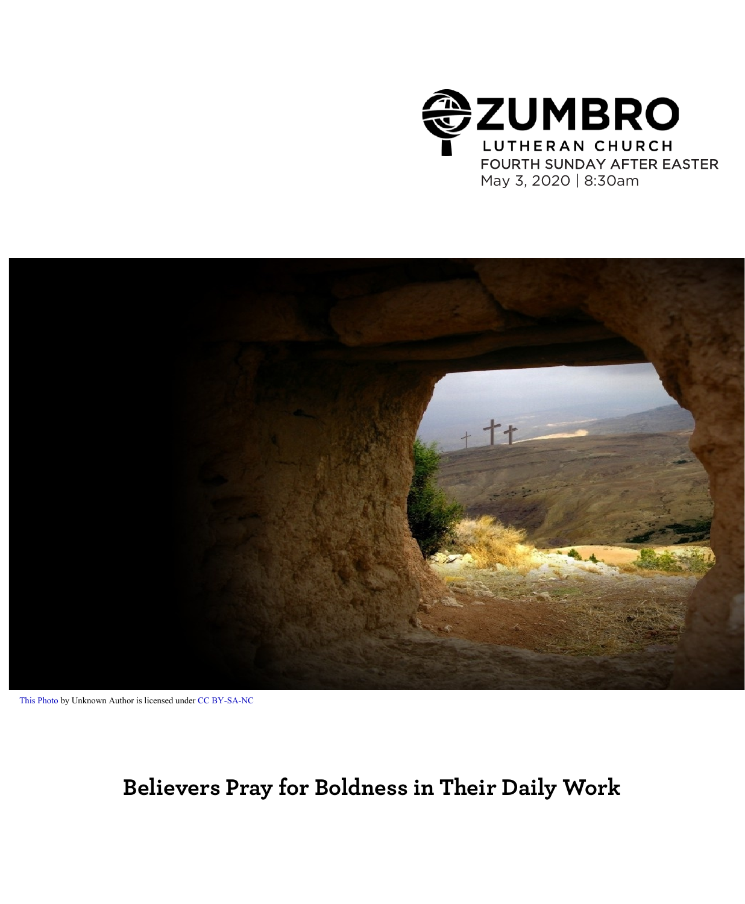ZUMBRO

LUTHERAN CHURCH

FOURTH SUNDAY AFTER EASTER

May 3, 2020 | 8:30am

This Photo by Unknown Author is licensed under CC BY-SA-NC

# Believers Pray for Boldness in Their Daily Work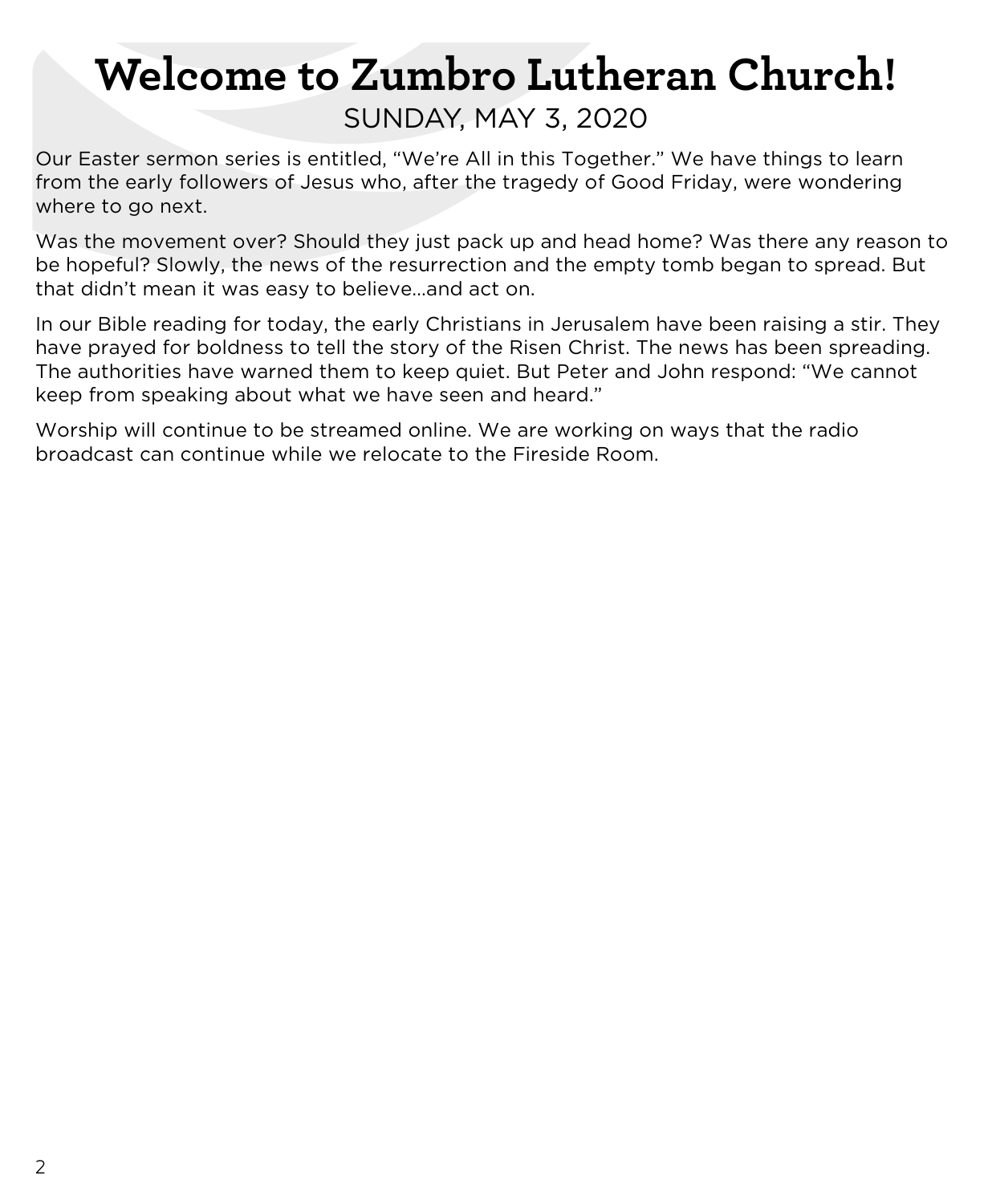# Welcome to Zumbro Lutheran Church!

SUNDAY, MAY 3, 2020

Our Easter sermon series is entitled, "We're All in this Together." We have things to learn from the early followers of Jesus who, after the tragedy of Good Friday, were wondering where to go next.

Was the movement over? Should they just pack up and head home? Was there any reason to be hopeful? Slowly, the news of the resurrection and the empty tomb began to spread. But that didn't mean it was easy to believe…and act on.

In our Bible reading for today, the early Christians in Jerusalem have been raising a stir. They have prayed for boldness to tell the story of the Risen Christ. The news has been spreading. The authorities have warned them to keep quiet. But Peter and John respond: "We cannot keep from speaking about what we have seen and heard."

Worship will continue to be streamed online. We are working on ways that the radio broadcast can continue while we relocate to the Fireside Room.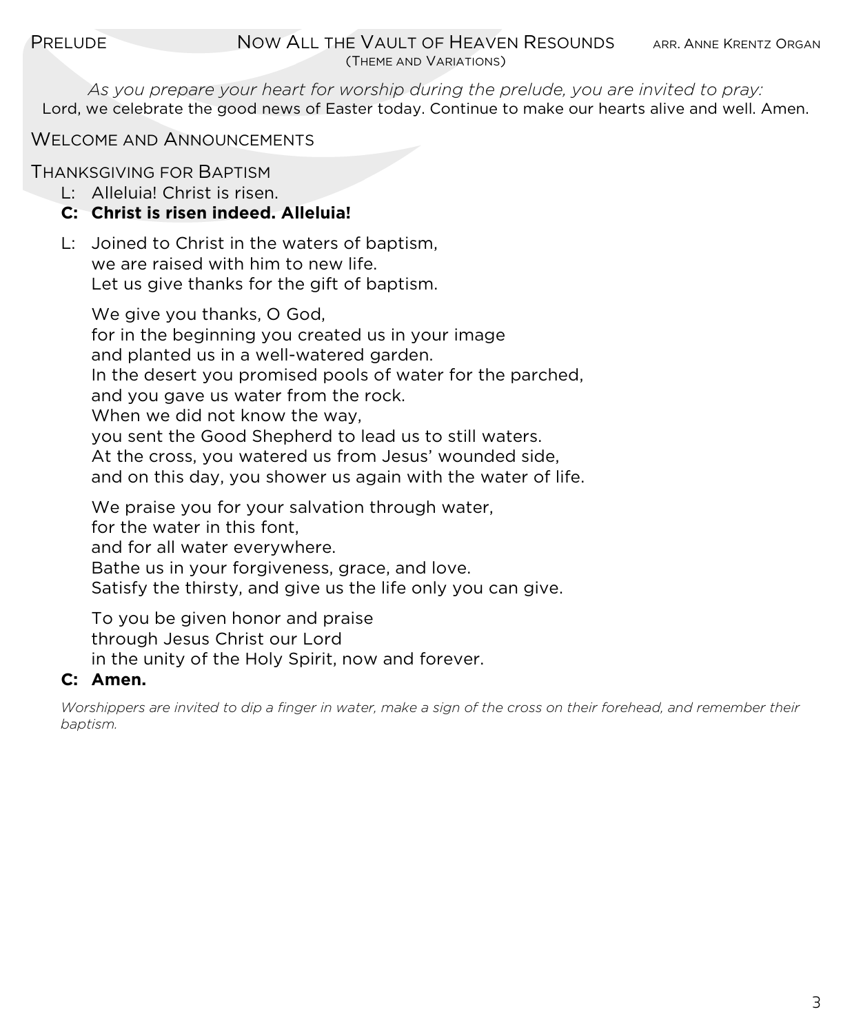PRELUDE — NOW ALL THE VAULT OF HEAVEN RESOUNDS (THEME AND VARIATIONS) — ARR. ANNE KRENTZ ORGAN

*As you prepare your heart for worship during the prelude, you are invited to pray:*
Lord, we celebrate the good news of Easter today. Continue to make our hearts alive and well. Amen.

## WELCOME AND ANNOUNCEMENTS

## THANKSGIVING FOR BAPTISM

L: Alleluia! Christ is risen.
**C: Christ is risen indeed. Alleluia!**

L: Joined to Christ in the waters of baptism,
we are raised with him to new life.
Let us give thanks for the gift of baptism.

We give you thanks, O God,
for in the beginning you created us in your image
and planted us in a well-watered garden.
In the desert you promised pools of water for the parched,
and you gave us water from the rock.
When we did not know the way,
you sent the Good Shepherd to lead us to still waters.
At the cross, you watered us from Jesus' wounded side,
and on this day, you shower us again with the water of life.

We praise you for your salvation through water,
for the water in this font,
and for all water everywhere.
Bathe us in your forgiveness, grace, and love.
Satisfy the thirsty, and give us the life only you can give.

To you be given honor and praise
through Jesus Christ our Lord
in the unity of the Holy Spirit, now and forever.
**C: Amen.**

*Worshippers are invited to dip a finger in water, make a sign of the cross on their forehead, and remember their baptism.*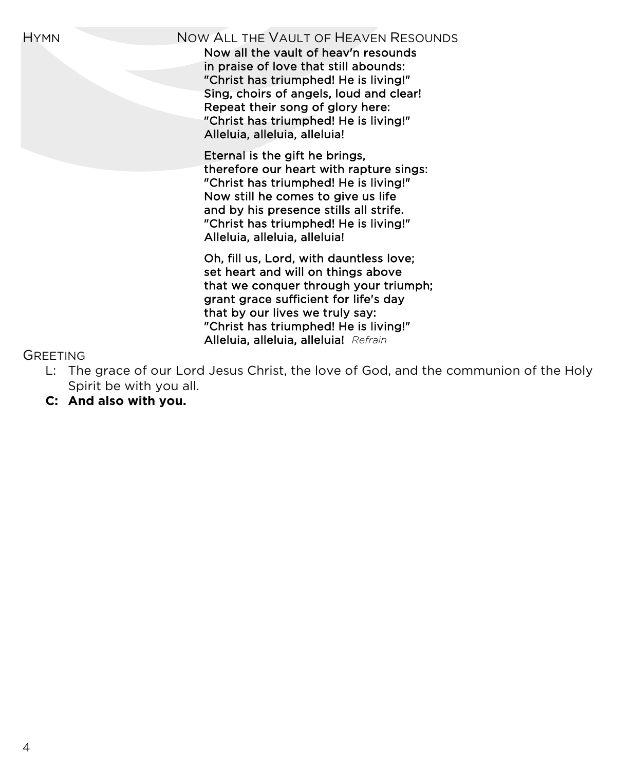## HYMN — NOW ALL THE VAULT OF HEAVEN RESOUNDS

**Now all the vault of heav'n resounds**
**in praise of love that still abounds:**
**"Christ has triumphed! He is living!"**
**Sing, choirs of angels, loud and clear!**
**Repeat their song of glory here:**
**"Christ has triumphed! He is living!"**
**Alleluia, alleluia, alleluia!**

**Eternal is the gift he brings,**
**therefore our heart with rapture sings:**
**"Christ has triumphed! He is living!"**
**Now still he comes to give us life**
**and by his presence stills all strife.**
**"Christ has triumphed! He is living!"**
**Alleluia, alleluia, alleluia!**

**Oh, fill us, Lord, with dauntless love;**
**set heart and will on things above**
**that we conquer through your triumph;**
**grant grace sufficient for life's day**
**that by our lives we truly say:**
**"Christ has triumphed! He is living!"**
**Alleluia, alleluia, alleluia!** *Refrain*

## GREETING

L: The grace of our Lord Jesus Christ, the love of God, and the communion of the Holy Spirit be with you all.

**C: And also with you.**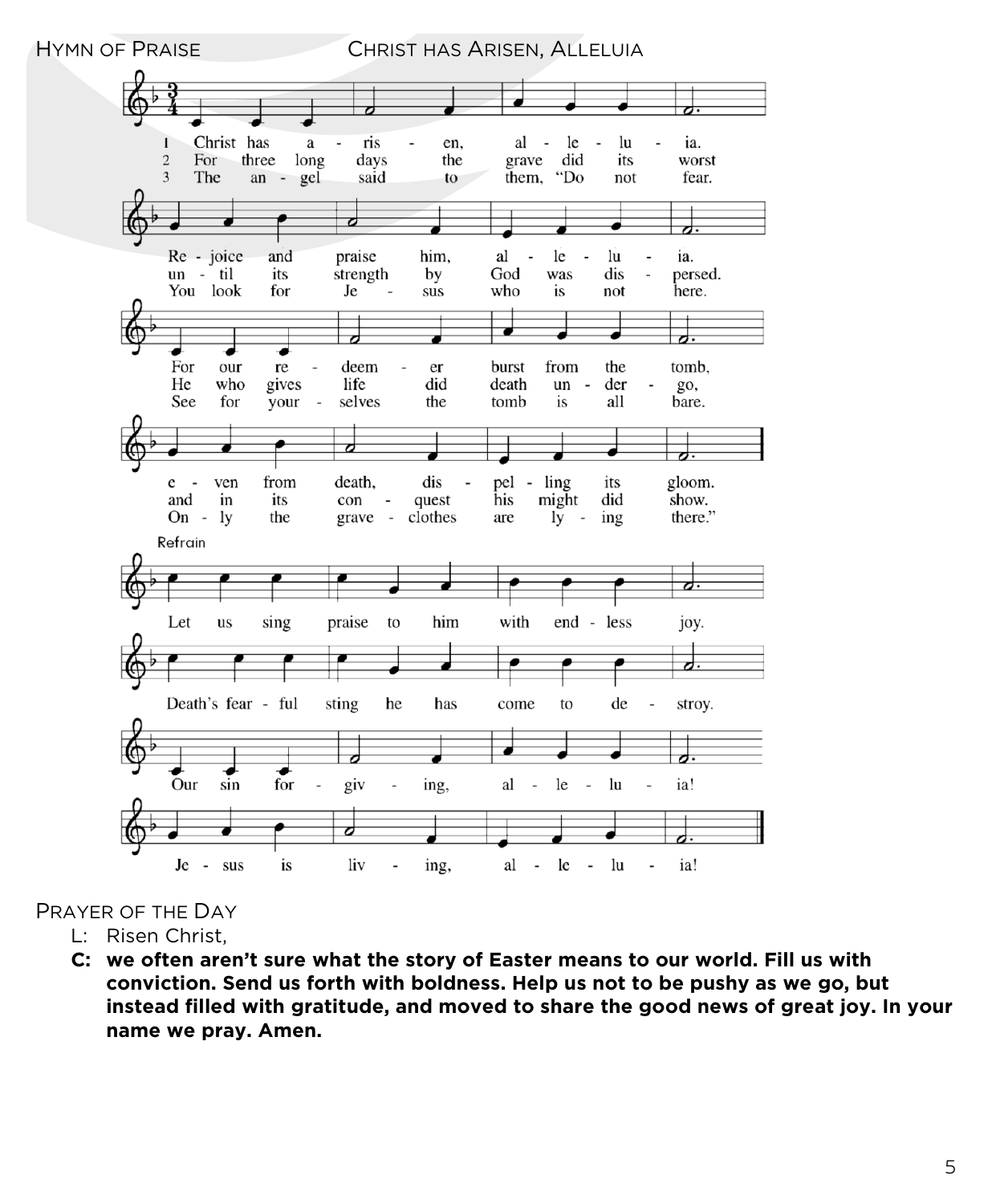HYMN OF PRAISE — CHRIST HAS ARISEN, ALLELUIA

1 Christ has arisen, alleluia.
Rejoice and praise him, alleluia.
For our redeemer burst from the tomb,
even from death, dispelling its gloom.

2 For three long days the grave did its worst
until its strength by God was dispersed.
He who gives life did death undergo,
and in its conquest his might did show.

3 The angel said to them, "Do not fear.
You look for Jesus who is not here.
See for yourselves the tomb is all bare.
Only the grave-clothes are lying there."

Refrain
Let us sing praise to him with endless joy.
Death's fearful sting he has come to destroy.
Our sin forgiving, alleluia!
Jesus is living, alleluia!

PRAYER OF THE DAY

L: Risen Christ,

**C: we often aren't sure what the story of Easter means to our world. Fill us with conviction. Send us forth with boldness. Help us not to be pushy as we go, but instead filled with gratitude, and moved to share the good news of great joy. In your name we pray. Amen.**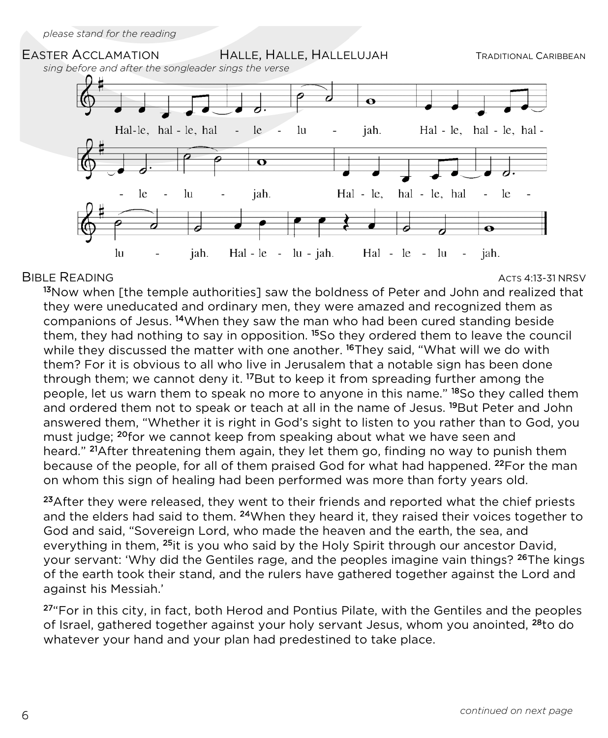*please stand for the reading*

## Easter Acclamation — Halle, Halle, Hallelujah — Traditional Caribbean

*sing before and after the songleader sings the verse*

Hal-le, hal-le, hal-le-lu-jah. Hal-le, hal-le, hal-le-lu-jah. Hal-le, hal-le, hal-le-lu-jah. Hal-le-lu-jah. Hal-le-lu-jah.

## Bible Reading — Acts 4:13-31 NRSV

13Now when [the temple authorities] saw the boldness of Peter and John and realized that they were uneducated and ordinary men, they were amazed and recognized them as companions of Jesus. 14When they saw the man who had been cured standing beside them, they had nothing to say in opposition. 15So they ordered them to leave the council while they discussed the matter with one another. 16They said, "What will we do with them? For it is obvious to all who live in Jerusalem that a notable sign has been done through them; we cannot deny it. 17But to keep it from spreading further among the people, let us warn them to speak no more to anyone in this name." 18So they called them and ordered them not to speak or teach at all in the name of Jesus. 19But Peter and John answered them, "Whether it is right in God's sight to listen to you rather than to God, you must judge; 20for we cannot keep from speaking about what we have seen and heard." 21After threatening them again, they let them go, finding no way to punish them because of the people, for all of them praised God for what had happened. 22For the man on whom this sign of healing had been performed was more than forty years old.

23After they were released, they went to their friends and reported what the chief priests and the elders had said to them. 24When they heard it, they raised their voices together to God and said, "Sovereign Lord, who made the heaven and the earth, the sea, and everything in them, 25it is you who said by the Holy Spirit through our ancestor David, your servant: 'Why did the Gentiles rage, and the peoples imagine vain things? 26The kings of the earth took their stand, and the rulers have gathered together against the Lord and against his Messiah.'

27"For in this city, in fact, both Herod and Pontius Pilate, with the Gentiles and the peoples of Israel, gathered together against your holy servant Jesus, whom you anointed, 28to do whatever your hand and your plan had predestined to take place.

*continued on next page*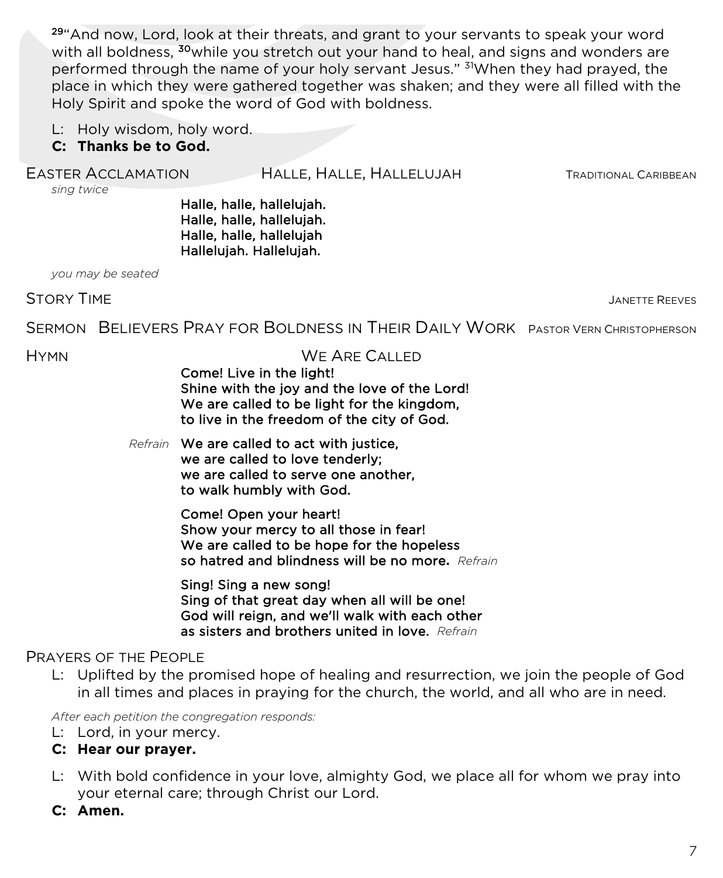[29]"And now, Lord, look at their threats, and grant to your servants to speak your word with all boldness, [30]while you stretch out your hand to heal, and signs and wonders are performed through the name of your holy servant Jesus." [31]When they had prayed, the place in which they were gathered together was shaken; and they were all filled with the Holy Spirit and spoke the word of God with boldness.

L: Holy wisdom, holy word.
**C: Thanks be to God.**

## Easter Acclamation — Halle, Halle, Hallelujah — Traditional Caribbean

*sing twice*

Halle, halle, hallelujah.
Halle, halle, hallelujah.
Halle, halle, hallelujah
Hallelujah. Hallelujah.

*you may be seated*

## Story Time — Janette Reeves

## Sermon — Believers Pray for Boldness in Their Daily Work — Pastor Vern Christopherson

## Hymn — We Are Called

Come! Live in the light!
Shine with the joy and the love of the Lord!
We are called to be light for the kingdom,
to live in the freedom of the city of God.

*Refrain* We are called to act with justice,
we are called to love tenderly;
we are called to serve one another,
to walk humbly with God.

Come! Open your heart!
Show your mercy to all those in fear!
We are called to be hope for the hopeless
so hatred and blindness will be no more. *Refrain*

Sing! Sing a new song!
Sing of that great day when all will be one!
God will reign, and we'll walk with each other
as sisters and brothers united in love. *Refrain*

## Prayers of the People

L: Uplifted by the promised hope of healing and resurrection, we join the people of God in all times and places in praying for the church, the world, and all who are in need.

*After each petition the congregation responds:*

L: Lord, in your mercy.
**C: Hear our prayer.**

L: With bold confidence in your love, almighty God, we place all for whom we pray into your eternal care; through Christ our Lord.
**C: Amen.**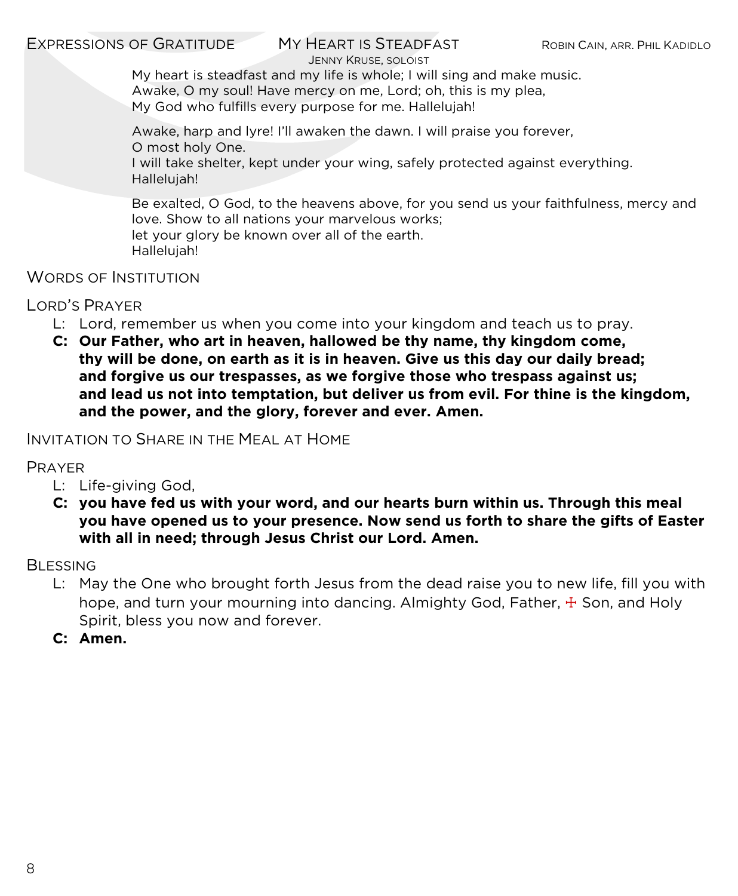## Expressions of Gratitude — My Heart Is Steadfast

Robin Cain, arr. Phil Kadidlo

Jenny Kruse, soloist

My heart is steadfast and my life is whole; I will sing and make music.
Awake, O my soul! Have mercy on me, Lord; oh, this is my plea,
My God who fulfills every purpose for me. Hallelujah!

Awake, harp and lyre! I'll awaken the dawn. I will praise you forever,
O most holy One.
I will take shelter, kept under your wing, safely protected against everything.
Hallelujah!

Be exalted, O God, to the heavens above, for you send us your faithfulness, mercy and love. Show to all nations your marvelous works;
let your glory be known over all of the earth.
Hallelujah!

## Words of Institution

## Lord's Prayer

L: Lord, remember us when you come into your kingdom and teach us to pray.

**C: Our Father, who art in heaven, hallowed be thy name, thy kingdom come, thy will be done, on earth as it is in heaven. Give us this day our daily bread; and forgive us our trespasses, as we forgive those who trespass against us; and lead us not into temptation, but deliver us from evil. For thine is the kingdom, and the power, and the glory, forever and ever. Amen.**

## Invitation to Share in the Meal at Home

## Prayer

L: Life-giving God,

**C: you have fed us with your word, and our hearts burn within us. Through this meal you have opened us to your presence. Now send us forth to share the gifts of Easter with all in need; through Jesus Christ our Lord. Amen.**

## Blessing

L: May the One who brought forth Jesus from the dead raise you to new life, fill you with hope, and turn your mourning into dancing. Almighty God, Father, ☩ Son, and Holy Spirit, bless you now and forever.

**C: Amen.**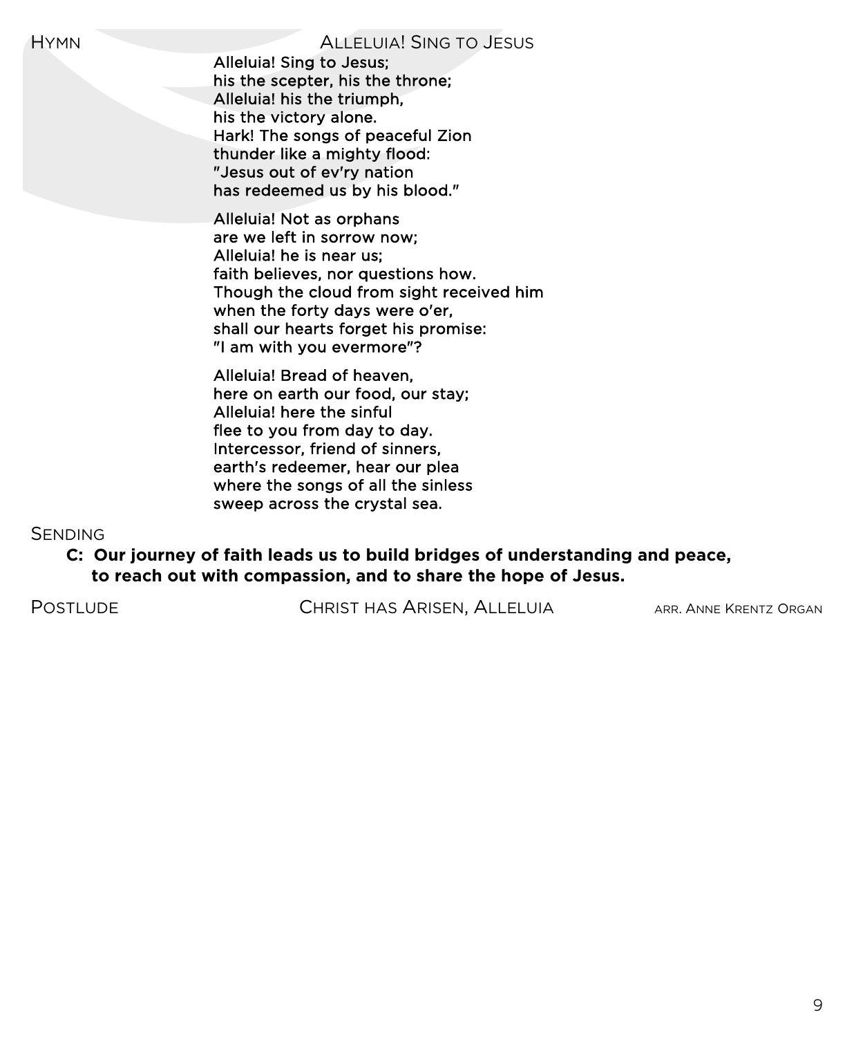HYMN ALLELUIA! SING TO JESUS

Alleluia! Sing to Jesus;
his the scepter, his the throne;
Alleluia! his the triumph,
his the victory alone.
Hark! The songs of peaceful Zion
thunder like a mighty flood:
"Jesus out of ev'ry nation
has redeemed us by his blood."

Alleluia! Not as orphans
are we left in sorrow now;
Alleluia! he is near us;
faith believes, nor questions how.
Though the cloud from sight received him
when the forty days were o'er,
shall our hearts forget his promise:
"I am with you evermore"?

Alleluia! Bread of heaven,
here on earth our food, our stay;
Alleluia! here the sinful
flee to you from day to day.
Intercessor, friend of sinners,
earth's redeemer, hear our plea
where the songs of all the sinless
sweep across the crystal sea.

SENDING

**C: Our journey of faith leads us to build bridges of understanding and peace, to reach out with compassion, and to share the hope of Jesus.**

POSTLUDE CHRIST HAS ARISEN, ALLELUIA ARR. ANNE KRENTZ ORGAN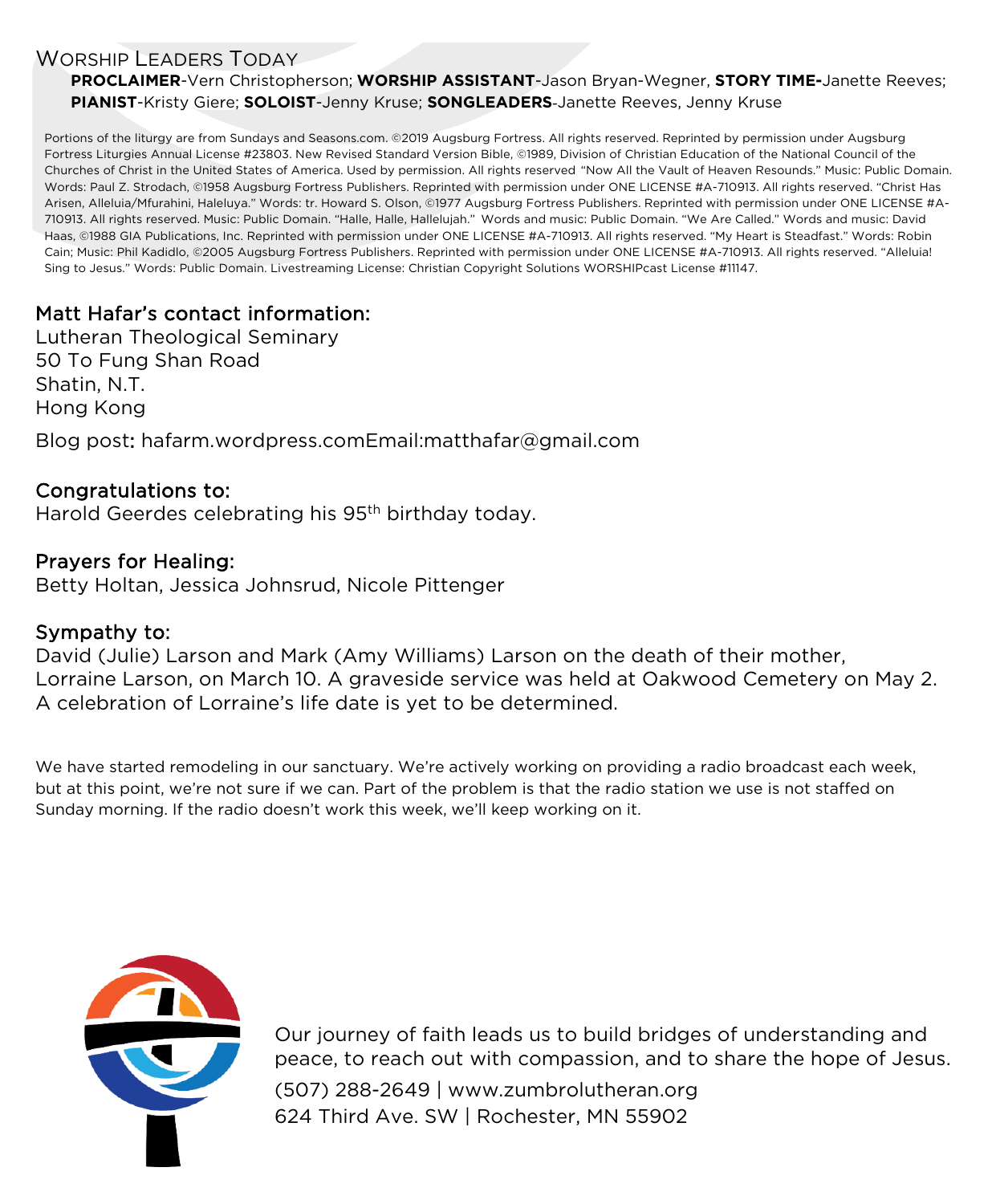## Worship Leaders Today

**PROCLAIMER**-Vern Christopherson; **WORSHIP ASSISTANT**-Jason Bryan-Wegner, **STORY TIME-**Janette Reeves; **PIANIST**-Kristy Giere; **SOLOIST**-Jenny Kruse; **SONGLEADERS**-Janette Reeves, Jenny Kruse

Portions of the liturgy are from Sundays and Seasons.com. ©2019 Augsburg Fortress. All rights reserved. Reprinted by permission under Augsburg Fortress Liturgies Annual License #23803. New Revised Standard Version Bible, ©1989, Division of Christian Education of the National Council of the Churches of Christ in the United States of America. Used by permission. All rights reserved "Now All the Vault of Heaven Resounds." Music: Public Domain. Words: Paul Z. Strodach, ©1958 Augsburg Fortress Publishers. Reprinted with permission under ONE LICENSE #A-710913. All rights reserved. "Christ Has Arisen, Alleluia/Mfurahini, Haleluya." Words: tr. Howard S. Olson, ©1977 Augsburg Fortress Publishers. Reprinted with permission under ONE LICENSE #A-710913. All rights reserved. Music: Public Domain. "Halle, Halle, Hallelujah." Words and music: Public Domain. "We Are Called." Words and music: David Haas, ©1988 GIA Publications, Inc. Reprinted with permission under ONE LICENSE #A-710913. All rights reserved. "My Heart is Steadfast." Words: Robin Cain; Music: Phil Kadidlo, ©2005 Augsburg Fortress Publishers. Reprinted with permission under ONE LICENSE #A-710913. All rights reserved. "Alleluia! Sing to Jesus." Words: Public Domain. Livestreaming License: Christian Copyright Solutions WORSHIPcast License #11147.

## Matt Hafar's contact information:

Lutheran Theological Seminary
50 To Fung Shan Road
Shatin, N.T.
Hong Kong

Blog post: hafarm.wordpress.comEmail:matthafar@gmail.com

## Congratulations to:

Harold Geerdes celebrating his 95th birthday today.

## Prayers for Healing:

Betty Holtan, Jessica Johnsrud, Nicole Pittenger

## Sympathy to:

David (Julie) Larson and Mark (Amy Williams) Larson on the death of their mother, Lorraine Larson, on March 10. A graveside service was held at Oakwood Cemetery on May 2. A celebration of Lorraine's life date is yet to be determined.

We have started remodeling in our sanctuary. We're actively working on providing a radio broadcast each week, but at this point, we're not sure if we can. Part of the problem is that the radio station we use is not staffed on Sunday morning. If the radio doesn't work this week, we'll keep working on it.

Our journey of faith leads us to build bridges of understanding and peace, to reach out with compassion, and to share the hope of Jesus.

(507) 288-2649 | www.zumbrolutheran.org
624 Third Ave. SW | Rochester, MN 55902